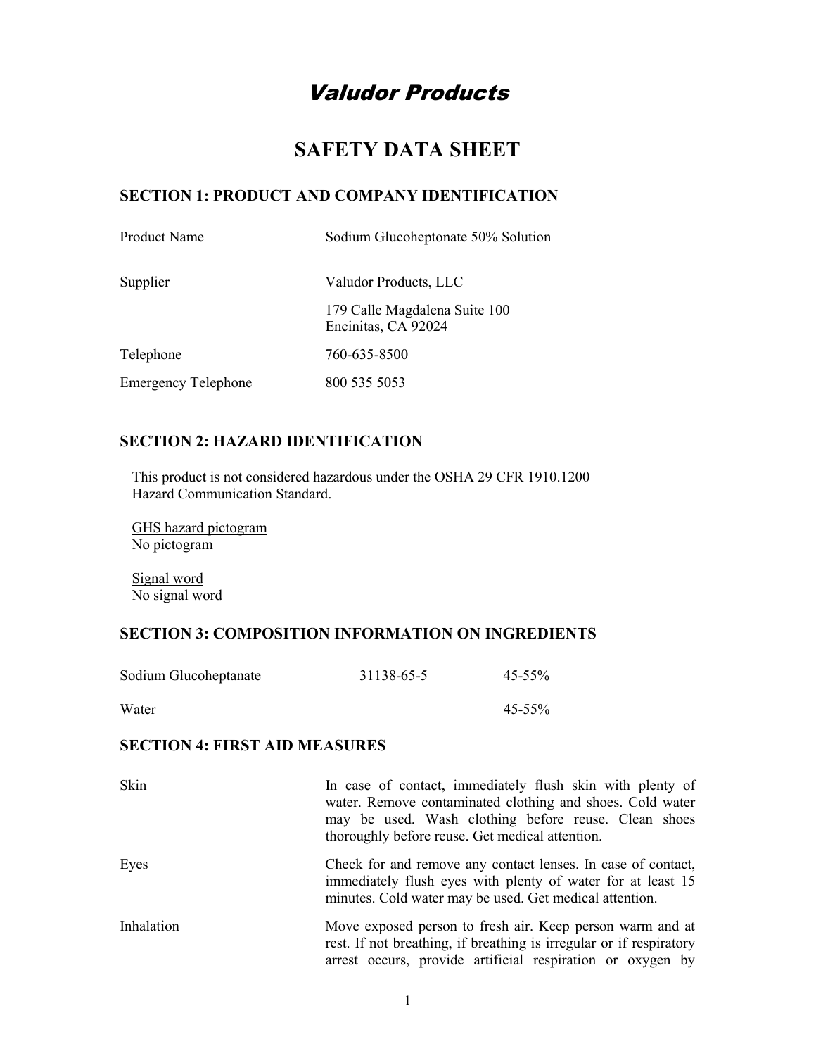# *Valudor Products*

# SAFETY DATA SHEET

## SECTION 1: PRODUCT AND COMPANY IDENTIFICATION

| | |
|---|---|
| Product Name | Sodium Glucoheptonate 50% Solution |
| Supplier | Valudor Products, LLC<br>179 Calle Magdalena Suite 100<br>Encinitas, CA 92024 |
| Telephone | 760-635-8500 |
| Emergency Telephone | 800 535 5053 |

## SECTION 2: HAZARD IDENTIFICATION

This product is not considered hazardous under the OSHA 29 CFR 1910.1200 Hazard Communication Standard.

GHS hazard pictogram
No pictogram

Signal word
No signal word

## SECTION 3: COMPOSITION INFORMATION ON INGREDIENTS

| | | |
|---|---|---|
| Sodium Glucoheptanate | 31138-65-5 | 45-55% |
| Water | | 45-55% |

## SECTION 4: FIRST AID MEASURES

| | |
|---|---|
| Skin | In case of contact, immediately flush skin with plenty of water. Remove contaminated clothing and shoes. Cold water may be used. Wash clothing before reuse. Clean shoes thoroughly before reuse. Get medical attention. |
| Eyes | Check for and remove any contact lenses. In case of contact, immediately flush eyes with plenty of water for at least 15 minutes. Cold water may be used. Get medical attention. |
| Inhalation | Move exposed person to fresh air. Keep person warm and at rest. If not breathing, if breathing is irregular or if respiratory arrest occurs, provide artificial respiration or oxygen by |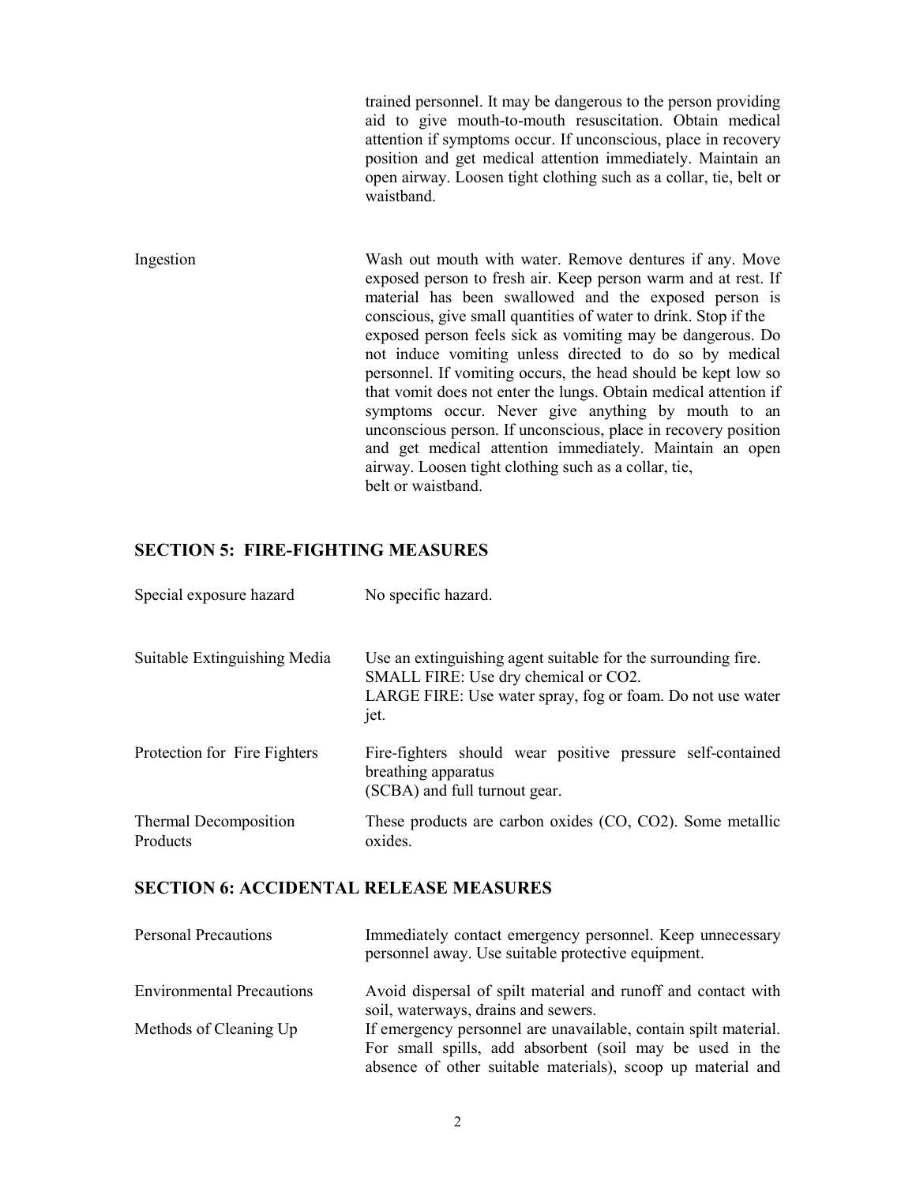| | |
|---|---|
| | trained personnel. It may be dangerous to the person providing aid to give mouth-to-mouth resuscitation. Obtain medical attention if symptoms occur. If unconscious, place in recovery position and get medical attention immediately. Maintain an open airway. Loosen tight clothing such as a collar, tie, belt or waistband. |
| Ingestion | Wash out mouth with water. Remove dentures if any. Move exposed person to fresh air. Keep person warm and at rest. If material has been swallowed and the exposed person is conscious, give small quantities of water to drink. Stop if the exposed person feels sick as vomiting may be dangerous. Do not induce vomiting unless directed to do so by medical personnel. If vomiting occurs, the head should be kept low so that vomit does not enter the lungs. Obtain medical attention if symptoms occur. Never give anything by mouth to an unconscious person. If unconscious, place in recovery position and get medical attention immediately. Maintain an open airway. Loosen tight clothing such as a collar, tie, belt or waistband. |

## SECTION 5: FIRE-FIGHTING MEASURES

| | |
|---|---|
| Special exposure hazard | No specific hazard. |
| Suitable Extinguishing Media | Use an extinguishing agent suitable for the surrounding fire.<br>SMALL FIRE: Use dry chemical or $CO_2$.<br>LARGE FIRE: Use water spray, fog or foam. Do not use water jet. |
| Protection for Fire Fighters | Fire-fighters should wear positive pressure self-contained breathing apparatus (SCBA) and full turnout gear. |
| Thermal Decomposition Products | These products are carbon oxides ($CO$, $CO_2$). Some metallic oxides. |

## SECTION 6: ACCIDENTAL RELEASE MEASURES

| | |
|---|---|
| Personal Precautions | Immediately contact emergency personnel. Keep unnecessary personnel away. Use suitable protective equipment. |
| Environmental Precautions | Avoid dispersal of spilt material and runoff and contact with soil, waterways, drains and sewers. |
| Methods of Cleaning Up | If emergency personnel are unavailable, contain spilt material. For small spills, add absorbent (soil may be used in the absence of other suitable materials), scoop up material and |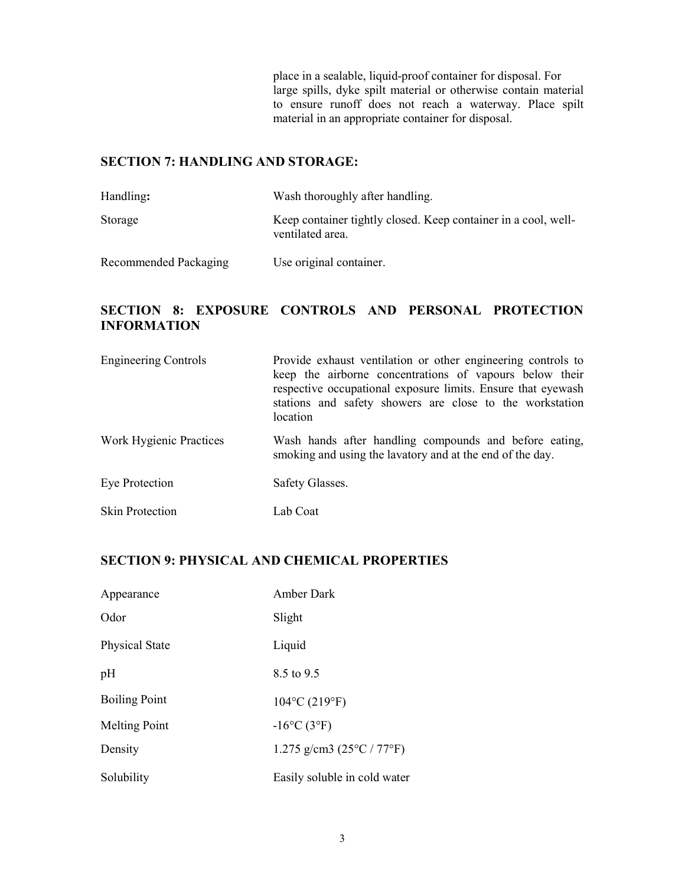place in a sealable, liquid-proof container for disposal. For large spills, dyke spilt material or otherwise contain material to ensure runoff does not reach a waterway. Place spilt material in an appropriate container for disposal.

## SECTION 7: HANDLING AND STORAGE:

| | |
|---|---|
| Handling**:** | Wash thoroughly after handling. |
| Storage | Keep container tightly closed. Keep container in a cool, well-ventilated area. |
| Recommended Packaging | Use original container. |

## SECTION 8: EXPOSURE CONTROLS AND PERSONAL PROTECTION INFORMATION

| | |
|---|---|
| Engineering Controls | Provide exhaust ventilation or other engineering controls to keep the airborne concentrations of vapours below their respective occupational exposure limits. Ensure that eyewash stations and safety showers are close to the workstation location |
| Work Hygienic Practices | Wash hands after handling compounds and before eating, smoking and using the lavatory and at the end of the day. |
| Eye Protection | Safety Glasses. |
| Skin Protection | Lab Coat |

## SECTION 9: PHYSICAL AND CHEMICAL PROPERTIES

| | |
|---|---|
| Appearance | Amber Dark |
| Odor | Slight |
| Physical State | Liquid |
| pH | 8.5 to 9.5 |
| Boiling Point | 104°C (219°F) |
| Melting Point | -16°C (3°F) |
| Density | 1.275 g/cm3 (25°C / 77°F) |
| Solubility | Easily soluble in cold water |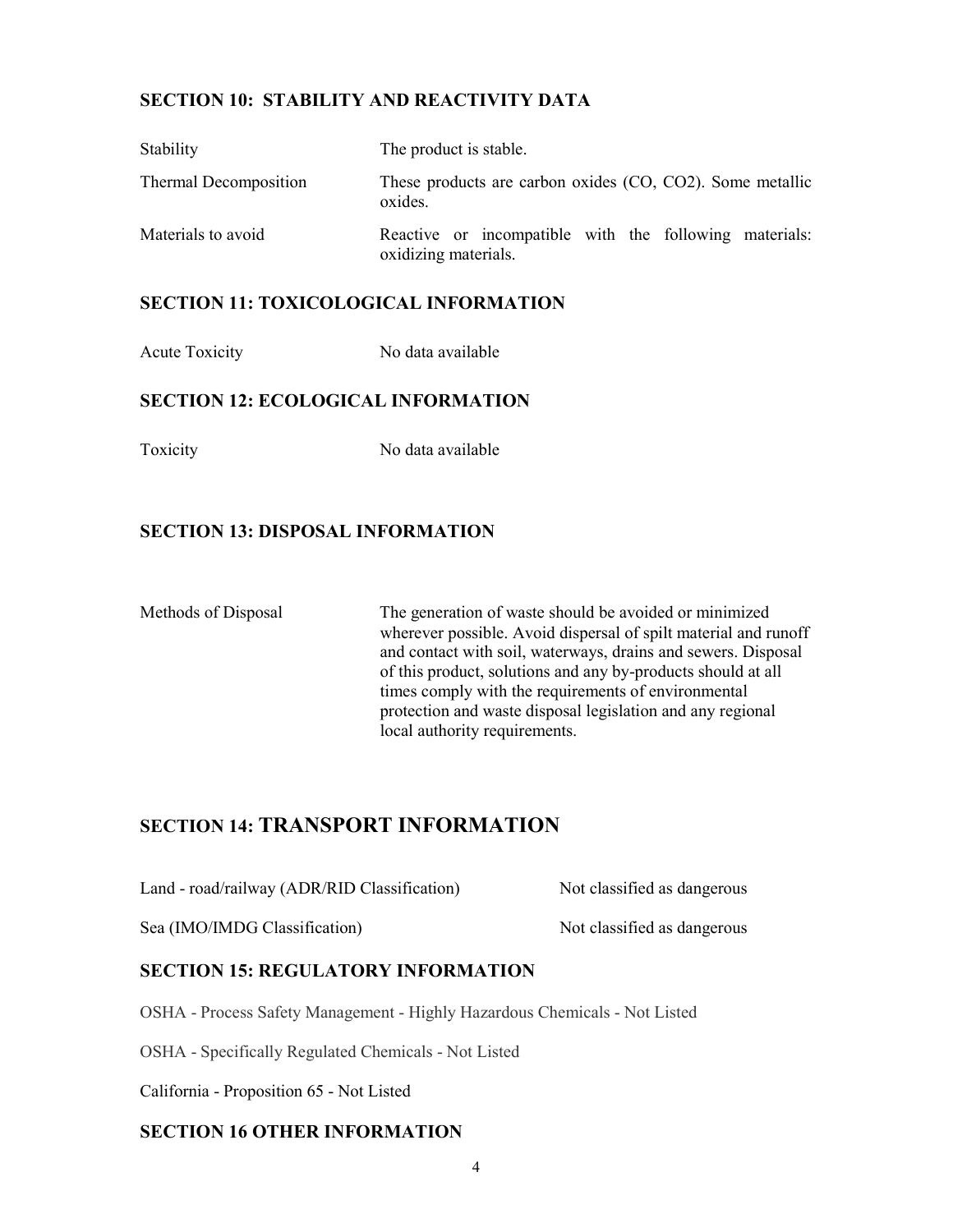## SECTION 10: STABILITY AND REACTIVITY DATA

| | |
|---|---|
| Stability | The product is stable. |
| Thermal Decomposition | These products are carbon oxides (CO, $CO_2$). Some metallic oxides. |
| Materials to avoid | Reactive or incompatible with the following materials: oxidizing materials. |

## SECTION 11: TOXICOLOGICAL INFORMATION

| | |
|---|---|
| Acute Toxicity | No data available |

## SECTION 12: ECOLOGICAL INFORMATION

| | |
|---|---|
| Toxicity | No data available |

## SECTION 13: DISPOSAL INFORMATION

| | |
|---|---|
| Methods of Disposal | The generation of waste should be avoided or minimized wherever possible. Avoid dispersal of spilt material and runoff and contact with soil, waterways, drains and sewers. Disposal of this product, solutions and any by-products should at all times comply with the requirements of environmental protection and waste disposal legislation and any regional local authority requirements. |

## SECTION 14: TRANSPORT INFORMATION

| | |
|---|---|
| Land - road/railway (ADR/RID Classification) | Not classified as dangerous |
| Sea (IMO/IMDG Classification) | Not classified as dangerous |

## SECTION 15: REGULATORY INFORMATION

OSHA - Process Safety Management - Highly Hazardous Chemicals - Not Listed

OSHA - Specifically Regulated Chemicals - Not Listed

California - Proposition 65 - Not Listed

## SECTION 16 OTHER INFORMATION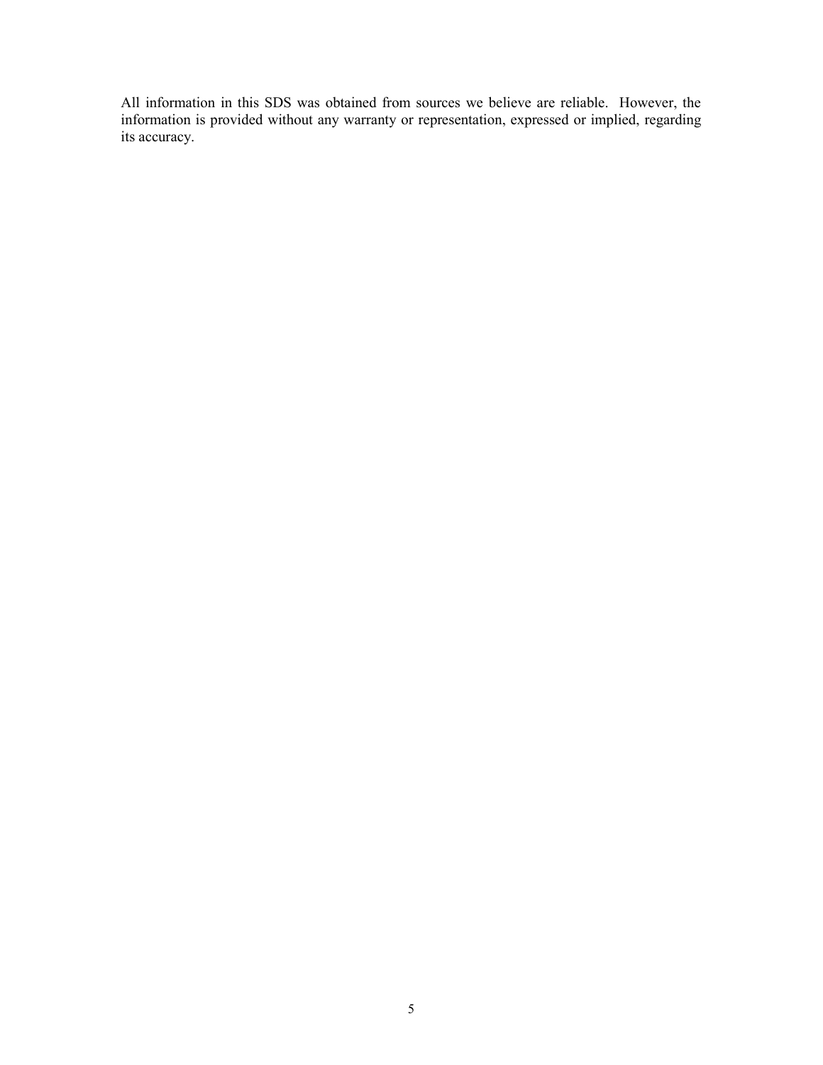All information in this SDS was obtained from sources we believe are reliable. However, the information is provided without any warranty or representation, expressed or implied, regarding its accuracy.